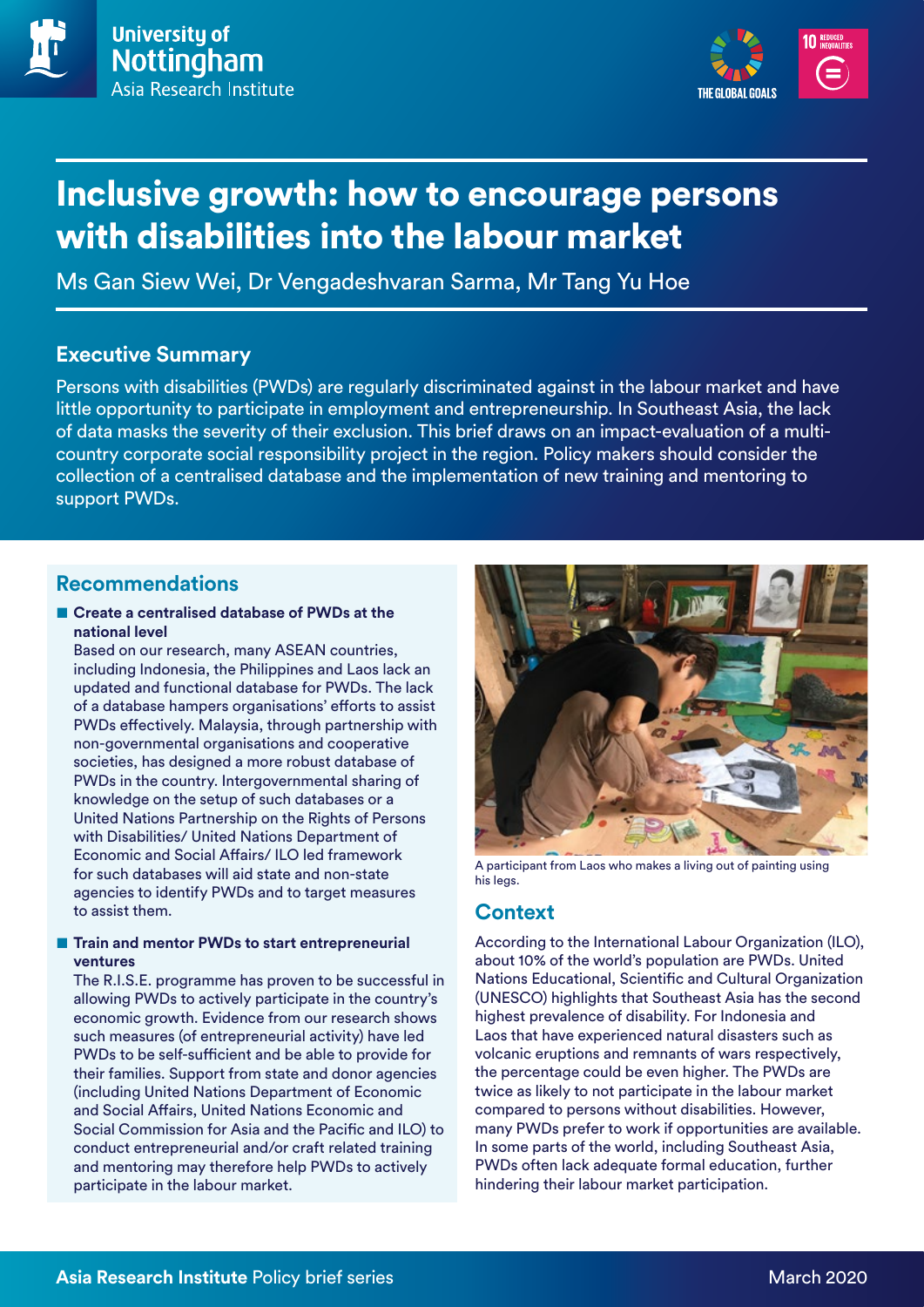University of Nottingham
Asia Research Institute

# Inclusive growth: how to encourage persons with disabilities into the labour market

Ms Gan Siew Wei, Dr Vengadeshvaran Sarma, Mr Tang Yu Hoe

## Executive Summary

Persons with disabilities (PWDs) are regularly discriminated against in the labour market and have little opportunity to participate in employment and entrepreneurship. In Southeast Asia, the lack of data masks the severity of their exclusion. This brief draws on an impact-evaluation of a multi-country corporate social responsibility project in the region. Policy makers should consider the collection of a centralised database and the implementation of new training and mentoring to support PWDs.

## Recommendations

- **Create a centralised database of PWDs at the national level**
  Based on our research, many ASEAN countries, including Indonesia, the Philippines and Laos lack an updated and functional database for PWDs. The lack of a database hampers organisations' efforts to assist PWDs effectively. Malaysia, through partnership with non-governmental organisations and cooperative societies, has designed a more robust database of PWDs in the country. Intergovernmental sharing of knowledge on the setup of such databases or a United Nations Partnership on the Rights of Persons with Disabilities/ United Nations Department of Economic and Social Affairs/ ILO led framework for such databases will aid state and non-state agencies to identify PWDs and to target measures to assist them.

- **Train and mentor PWDs to start entrepreneurial ventures**
  The R.I.S.E. programme has proven to be successful in allowing PWDs to actively participate in the country's economic growth. Evidence from our research shows such measures (of entrepreneurial activity) have led PWDs to be self-sufficient and be able to provide for their families. Support from state and donor agencies (including United Nations Department of Economic and Social Affairs, United Nations Economic and Social Commission for Asia and the Pacific and ILO) to conduct entrepreneurial and/or craft related training and mentoring may therefore help PWDs to actively participate in the labour market.

A participant from Laos who makes a living out of painting using his legs.

## Context

According to the International Labour Organization (ILO), about 10% of the world's population are PWDs. United Nations Educational, Scientific and Cultural Organization (UNESCO) highlights that Southeast Asia has the second highest prevalence of disability. For Indonesia and Laos that have experienced natural disasters such as volcanic eruptions and remnants of wars respectively, the percentage could be even higher. The PWDs are twice as likely to not participate in the labour market compared to persons without disabilities. However, many PWDs prefer to work if opportunities are available. In some parts of the world, including Southeast Asia, PWDs often lack adequate formal education, further hindering their labour market participation.

**Asia Research Institute** Policy brief series — March 2020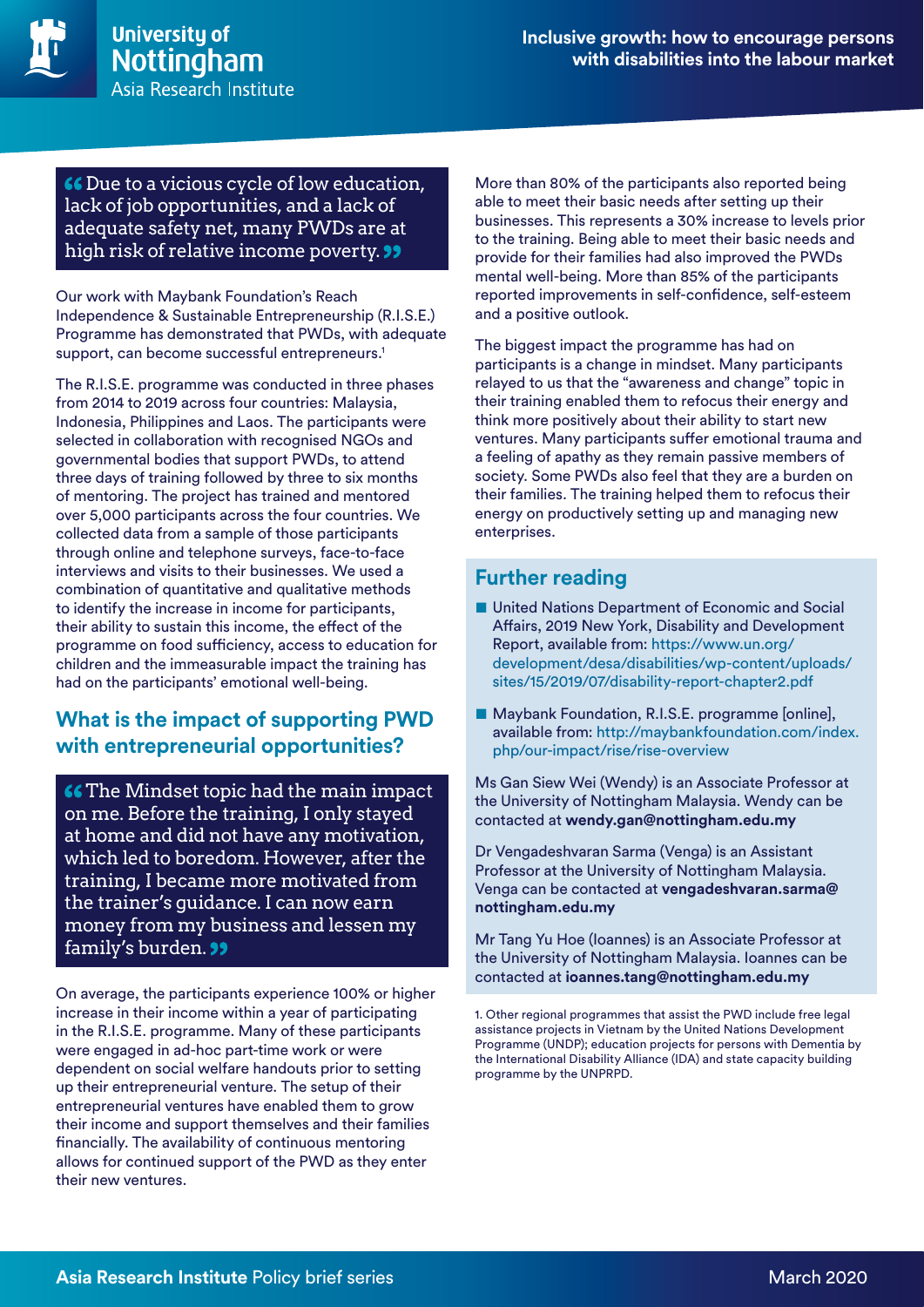> Due to a vicious cycle of low education, lack of job opportunities, and a lack of adequate safety net, many PWDs are at high risk of relative income poverty.

Our work with Maybank Foundation's Reach Independence & Sustainable Entrepreneurship (R.I.S.E.) Programme has demonstrated that PWDs, with adequate support, can become successful entrepreneurs.[1]

The R.I.S.E. programme was conducted in three phases from 2014 to 2019 across four countries: Malaysia, Indonesia, Philippines and Laos. The participants were selected in collaboration with recognised NGOs and governmental bodies that support PWDs, to attend three days of training followed by three to six months of mentoring. The project has trained and mentored over 5,000 participants across the four countries. We collected data from a sample of those participants through online and telephone surveys, face-to-face interviews and visits to their businesses. We used a combination of quantitative and qualitative methods to identify the increase in income for participants, their ability to sustain this income, the effect of the programme on food sufficiency, access to education for children and the immeasurable impact the training has had on the participants' emotional well-being.

## What is the impact of supporting PWD with entrepreneurial opportunities?

> The Mindset topic had the main impact on me. Before the training, I only stayed at home and did not have any motivation, which led to boredom. However, after the training, I became more motivated from the trainer's guidance. I can now earn money from my business and lessen my family's burden.

On average, the participants experience 100% or higher increase in their income within a year of participating in the R.I.S.E. programme. Many of these participants were engaged in ad-hoc part-time work or were dependent on social welfare handouts prior to setting up their entrepreneurial venture. The setup of their entrepreneurial ventures have enabled them to grow their income and support themselves and their families financially. The availability of continuous mentoring allows for continued support of the PWD as they enter their new ventures.

More than 80% of the participants also reported being able to meet their basic needs after setting up their businesses. This represents a 30% increase to levels prior to the training. Being able to meet their basic needs and provide for their families had also improved the PWDs mental well-being. More than 85% of the participants reported improvements in self-confidence, self-esteem and a positive outlook.

The biggest impact the programme has had on participants is a change in mindset. Many participants relayed to us that the "awareness and change" topic in their training enabled them to refocus their energy and think more positively about their ability to start new ventures. Many participants suffer emotional trauma and a feeling of apathy as they remain passive members of society. Some PWDs also feel that they are a burden on their families. The training helped them to refocus their energy on productively setting up and managing new enterprises.

## Further reading

- United Nations Department of Economic and Social Affairs, 2019 New York, Disability and Development Report, available from: https://www.un.org/development/desa/disabilities/wp-content/uploads/sites/15/2019/07/disability-report-chapter2.pdf
- Maybank Foundation, R.I.S.E. programme [online], available from: http://maybankfoundation.com/index.php/our-impact/rise/rise-overview

Ms Gan Siew Wei (Wendy) is an Associate Professor at the University of Nottingham Malaysia. Wendy can be contacted at **wendy.gan@nottingham.edu.my**

Dr Vengadeshvaran Sarma (Venga) is an Assistant Professor at the University of Nottingham Malaysia. Venga can be contacted at **vengadeshvaran.sarma@nottingham.edu.my**

Mr Tang Yu Hoe (Ioannes) is an Associate Professor at the University of Nottingham Malaysia. Ioannes can be contacted at **ioannes.tang@nottingham.edu.my**

1. Other regional programmes that assist the PWD include free legal assistance projects in Vietnam by the United Nations Development Programme (UNDP); education projects for persons with Dementia by the International Disability Alliance (IDA) and state capacity building programme by the UNPRPD.